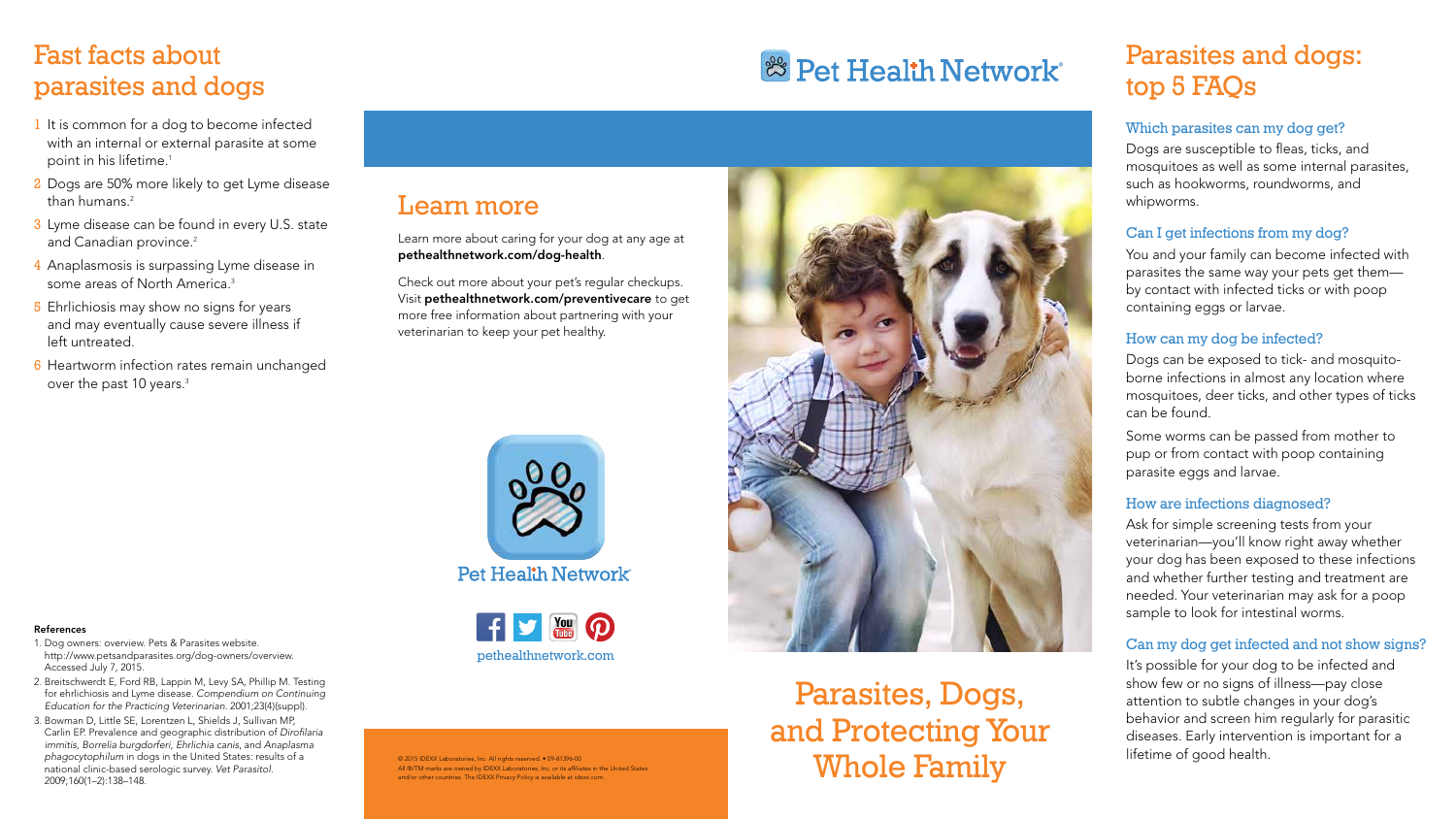# Fast facts about parasites and dogs

1. It is common for a dog to become infected with an internal or external parasite at some point in his lifetime.[1]
2. Dogs are 50% more likely to get Lyme disease than humans.[2]
3. Lyme disease can be found in every U.S. state and Canadian province.[2]
4. Anaplasmosis is surpassing Lyme disease in some areas of North America.[3]
5. Ehrlichiosis may show no signs for years and may eventually cause severe illness if left untreated.
6. Heartworm infection rates remain unchanged over the past 10 years.[3]

**References**

1. Dog owners: overview. Pets & Parasites website. http://www.petsandparasites.org/dog-owners/overview. Accessed July 7, 2015.
2. Breitschwerdt E, Ford RB, Lappin M, Levy SA, Phillip M. Testing for ehrlichiosis and Lyme disease. *Compendium on Continuing Education for the Practicing Veterinarian*. 2001;23(4)(suppl).
3. Bowman D, Little SE, Lorentzen L, Shields J, Sullivan MP, Carlin EP. Prevalence and geographic distribution of *Dirofilaria immitis, Borrelia burgdorferi, Ehrlichia canis*, and *Anaplasma phagocytophilum* in dogs in the United States: results of a national clinic-based serologic survey. *Vet Parasitol.* 2009;160(1–2):138–148.

## Learn more

Learn more about caring for your dog at any age at **pethealthnetwork.com/dog-health**.

Check out more about your pet's regular checkups. Visit **pethealthnetwork.com/preventivecare** to get more free information about partnering with your veterinarian to keep your pet healthy.

Pet Health Network

pethealthnetwork.com

© 2015 IDEXX Laboratories, Inc. All rights reserved. • 09-81396-00
All ®/TM marks are owned by IDEXX Laboratories, Inc. or its affiliates in the United States and/or other countries. The IDEXX Privacy Policy is available at idexx.com.

Pet Health Network

# Parasites, Dogs, and Protecting Your Whole Family

# Parasites and dogs: top 5 FAQs

### Which parasites can my dog get?

Dogs are susceptible to fleas, ticks, and mosquitoes as well as some internal parasites, such as hookworms, roundworms, and whipworms.

### Can I get infections from my dog?

You and your family can become infected with parasites the same way your pets get them—by contact with infected ticks or with poop containing eggs or larvae.

### How can my dog be infected?

Dogs can be exposed to tick- and mosquito-borne infections in almost any location where mosquitoes, deer ticks, and other types of ticks can be found.

Some worms can be passed from mother to pup or from contact with poop containing parasite eggs and larvae.

### How are infections diagnosed?

Ask for simple screening tests from your veterinarian—you'll know right away whether your dog has been exposed to these infections and whether further testing and treatment are needed. Your veterinarian may ask for a poop sample to look for intestinal worms.

### Can my dog get infected and not show signs?

It's possible for your dog to be infected and show few or no signs of illness—pay close attention to subtle changes in your dog's behavior and screen him regularly for parasitic diseases. Early intervention is important for a lifetime of good health.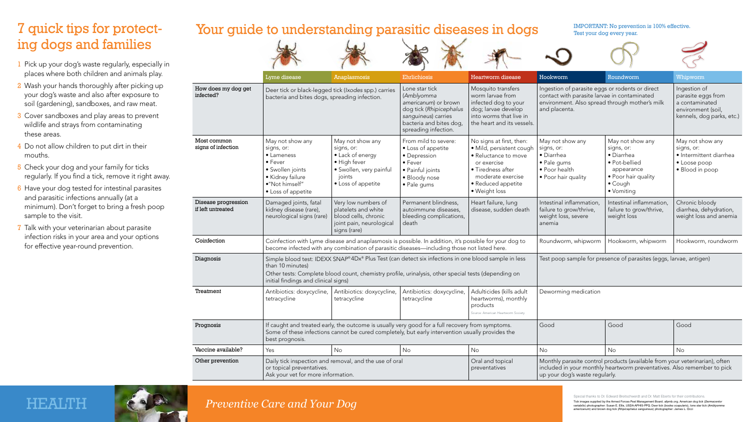# 7 quick tips for protecting dogs and families

1. Pick up your dog's waste regularly, especially in places where both children and animals play.
2. Wash your hands thoroughly after picking up your dog's waste and also after exposure to soil (gardening), sandboxes, and raw meat.
3. Cover sandboxes and play areas to prevent wildlife and strays from contaminating these areas.
4. Do not allow children to put dirt in their mouths.
5. Check your dog and your family for ticks regularly. If you find a tick, remove it right away.
6. Have your dog tested for intestinal parasites and parasitic infections annually (at a minimum). Don't forget to bring a fresh poop sample to the visit.
7. Talk with your veterinarian about parasite infection risks in your area and your options for effective year-round prevention.

# Your guide to understanding parasitic diseases in dogs

IMPORTANT: No prevention is 100% effective. Test your dog every year.

| | Lyme disease | Anaplasmosis | Ehrlichiosis | Heartworm disease | Hookworm | Roundworm | Whipworm |
|---|---|---|---|---|---|---|---|
| How does my dog get infected? | Deer tick or black-legged tick (*Ixodes* spp.) carries bacteria and bites dogs, spreading infection. | | Lone star tick (*Amblyomma americanum*) or brown dog tick (*Rhipicephalus sanguineus*) carries bacteria and bites dog, spreading infection. | Mosquito transfers worm larvae from infected dog to your dog; larvae develop into worms that live in the heart and its vessels. | Ingestion of parasite eggs or rodents or direct contact with parasite larvae in contaminated environment. Also spread through mother's milk and placenta. | | Ingestion of parasite eggs from a contaminated environment (soil, kennels, dog parks, etc.) |
| Most common signs of infection | May not show any signs, or: • Lameness • Fever • Swollen joints • Kidney failure • "Not himself" • Loss of appetite | May not show any signs, or: • Lack of energy • High fever • Swollen, very painful joints • Loss of appetite | From mild to severe: • Loss of appetite • Depression • Fever • Painful joints • Bloody nose • Pale gums | No signs at first, then: • Mild, persistent cough • Reluctance to move or exercise • Tiredness after moderate exercise • Reduced appetite • Weight loss | May not show any signs, or: • Diarrhea • Pale gums • Poor health • Poor hair quality | May not show any signs, or: • Diarrhea • Pot-bellied appearance • Poor hair quality • Cough • Vomiting | May not show any signs, or: • Intermittent diarrhea • Loose poop • Blood in poop |
| Disease progression if left untreated | Damaged joints, fatal kidney disease (rare), neurological signs (rare) | Very low numbers of platelets and white blood cells, chronic joint pain, neurological signs (rare) | Permanent blindness, autoimmune diseases, bleeding complications, death | Heart failure, lung disease, sudden death | Intestinal inflammation, failure to grow/thrive, weight loss, severe anemia | Intestinal inflammation, failure to grow/thrive, weight loss | Chronic bloody diarrhea, dehydration, weight loss and anemia |
| Coinfection | Coinfection with Lyme disease and anaplasmosis is possible. In addition, it's possible for your dog to become infected with any combination of parasitic diseases—including those not listed here. | | | | Roundworm, whipworm | Hookworm, whipworm | Hookworm, roundworm |
| Diagnosis | Simple blood test: IDEXX SNAP® 4Dx® Plus Test (can detect six infections in one blood sample in less than 10 minutes) Other tests: Complete blood count, chemistry profile, urinalysis, other special tests (depending on initial findings and clinical signs) | | | | Test poop sample for presence of parasites (eggs, larvae, antigen) | | |
| Treatment | Antibiotics: doxycycline, tetracycline | Antibiotics: doxycycline, tetracycline | Antibiotics: doxycycline, tetracycline | Adulticides (kills adult heartworms), monthly products Source: American Heartworm Society | Deworming medication | | |
| Prognosis | If caught and treated early, the outcome is usually very good for a full recovery from symptoms. Some of these infections cannot be cured completely, but early intervention usually provides the best prognosis. | | | | Good | Good | Good |
| Vaccine available? | Yes | No | No | No | No | No | No |
| Other prevention | Daily tick inspection and removal, and the use of oral or topical preventatives. Ask your vet for more information. | | | Oral and topical preventatives | Monthly parasite control products (available from your veterinarian), often included in your monthly heartworm preventatives. Also remember to pick up your dog's waste regularly. | | |

HEALTH

*Preventive Care and Your Dog*

Special thanks to Dr. Edward Breitschwerdt and Dr. Matt Eberts for their contributions.

Tick images supplied by the Armed Forces Pest Management Board. afpmb.org. American dog tick (*Dermacentor variabilis*) photographer: Susan E. Ellis, USDA APHIS-PPQ. Deer tick (*Ixodes scapularis*), lone star tick (*Amblyomma americanum*) and brown dog tick (*Rhipicephalus sanguineus*) photographer: James L. Occi